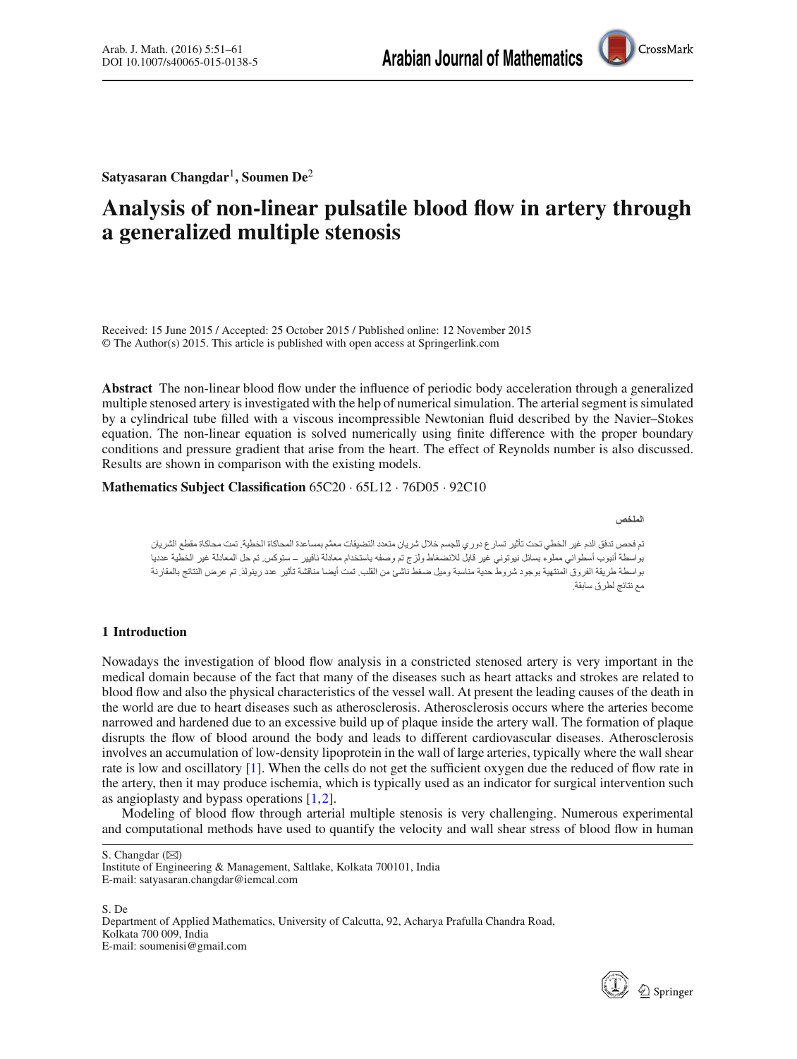**Satyasaran Changdar**[1], **Soumen De**[2]

# Analysis of non-linear pulsatile blood flow in artery through a generalized multiple stenosis

Received: 15 June 2015 / Accepted: 25 October 2015 / Published online: 12 November 2015
© The Author(s) 2015. This article is published with open access at Springerlink.com

**Abstract** The non-linear blood flow under the influence of periodic body acceleration through a generalized multiple stenosed artery is investigated with the help of numerical simulation. The arterial segment is simulated by a cylindrical tube filled with a viscous incompressible Newtonian fluid described by the Navier–Stokes equation. The non-linear equation is solved numerically using finite difference with the proper boundary conditions and pressure gradient that arise from the heart. The effect of Reynolds number is also discussed. Results are shown in comparison with the existing models.

**Mathematics Subject Classification** 65C20 · 65L12 · 76D05 · 92C10

**الملخص**

تم فحص تدفق الدم غير الخطي تحت تأثير تسارع دوري للجسم خلال شريان متعدد التضيقات معمّم بمساعدة المحاكاة الخطية. تمت محاكاة مقطع الشريان بواسطة أنبوب أسطواني مملوء بسائل نيوتوني غير قابل للانضغاط ولزج تم وصفه باستخدام معادلة نافيير – ستوكس. تم حل المعادلة غير الخطية عدديا بواسطة طريقة الفروق المنتهية بوجود شروط حدية مناسبة وميل ضغط ناشئ من القلب. تمت أيضا مناقشة تأثير عدد رينولدز. تم عرض النتائج بالمقارنة مع نتائج لطرق سابقة.

## 1 Introduction

Nowadays the investigation of blood flow analysis in a constricted stenosed artery is very important in the medical domain because of the fact that many of the diseases such as heart attacks and strokes are related to blood flow and also the physical characteristics of the vessel wall. At present the leading causes of the death in the world are due to heart diseases such as atherosclerosis. Atherosclerosis occurs where the arteries become narrowed and hardened due to an excessive build up of plaque inside the artery wall. The formation of plaque disrupts the flow of blood around the body and leads to different cardiovascular diseases. Atherosclerosis involves an accumulation of low-density lipoprotein in the wall of large arteries, typically where the wall shear rate is low and oscillatory [1]. When the cells do not get the sufficient oxygen due the reduced of flow rate in the artery, then it may produce ischemia, which is typically used as an indicator for surgical intervention such as angioplasty and bypass operations [1,2].

Modeling of blood flow through arterial multiple stenosis is very challenging. Numerous experimental and computational methods have used to quantify the velocity and wall shear stress of blood flow in human

S. Changdar (✉)
Institute of Engineering & Management, Saltlake, Kolkata 700101, India
E-mail: satyasaran.changdar@iemcal.com

S. De
Department of Applied Mathematics, University of Calcutta, 92, Acharya Prafulla Chandra Road, Kolkata 700 009, India
E-mail: soumenisi@gmail.com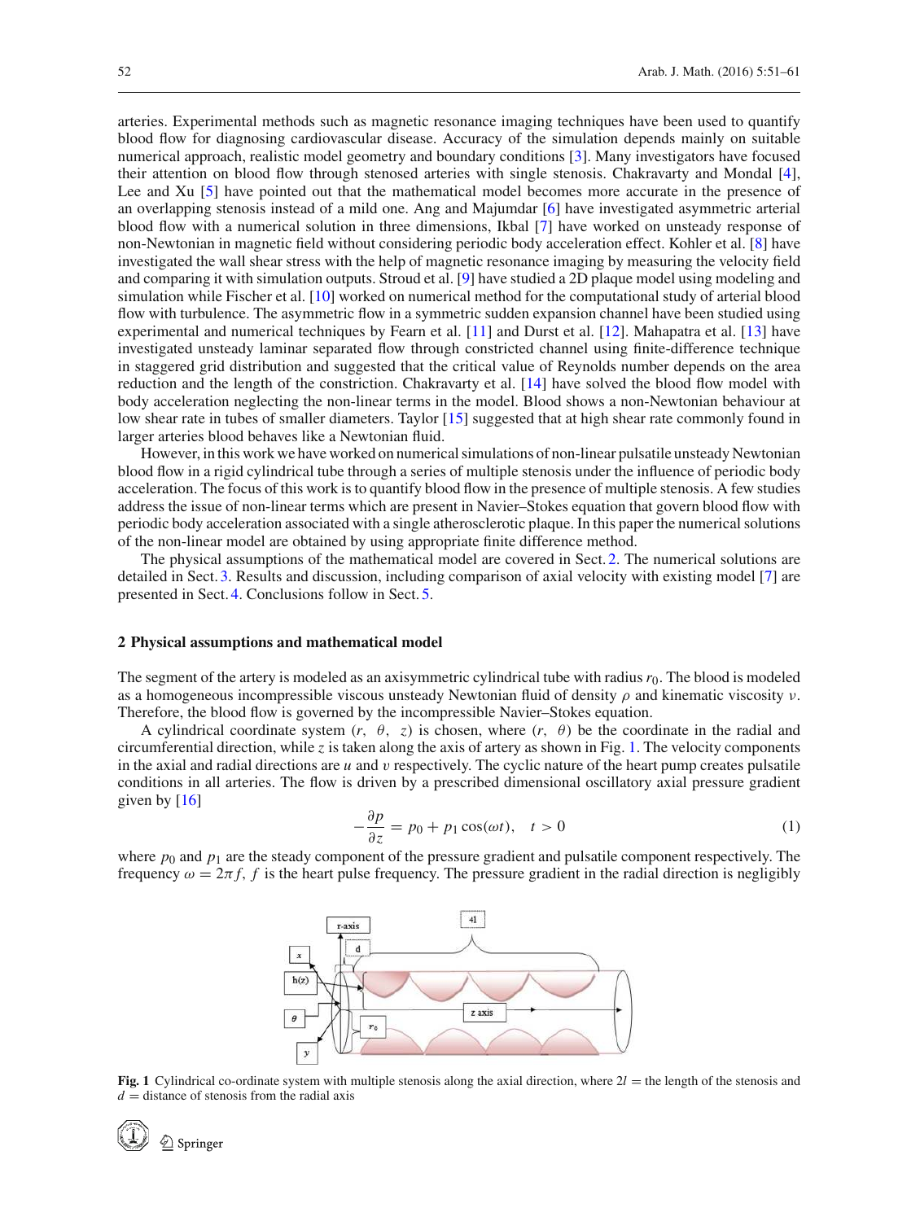arteries. Experimental methods such as magnetic resonance imaging techniques have been used to quantify blood flow for diagnosing cardiovascular disease. Accuracy of the simulation depends mainly on suitable numerical approach, realistic model geometry and boundary conditions [3]. Many investigators have focused their attention on blood flow through stenosed arteries with single stenosis. Chakravarty and Mondal [4], Lee and Xu [5] have pointed out that the mathematical model becomes more accurate in the presence of an overlapping stenosis instead of a mild one. Ang and Majumdar [6] have investigated asymmetric arterial blood flow with a numerical solution in three dimensions, Ikbal [7] have worked on unsteady response of non-Newtonian in magnetic field without considering periodic body acceleration effect. Kohler et al. [8] have investigated the wall shear stress with the help of magnetic resonance imaging by measuring the velocity field and comparing it with simulation outputs. Stroud et al. [9] have studied a 2D plaque model using modeling and simulation while Fischer et al. [10] worked on numerical method for the computational study of arterial blood flow with turbulence. The asymmetric flow in a symmetric sudden expansion channel have been studied using experimental and numerical techniques by Fearn et al. [11] and Durst et al. [12]. Mahapatra et al. [13] have investigated unsteady laminar separated flow through constricted channel using finite-difference technique in staggered grid distribution and suggested that the critical value of Reynolds number depends on the area reduction and the length of the constriction. Chakravarty et al. [14] have solved the blood flow model with body acceleration neglecting the non-linear terms in the model. Blood shows a non-Newtonian behaviour at low shear rate in tubes of smaller diameters. Taylor [15] suggested that at high shear rate commonly found in larger arteries blood behaves like a Newtonian fluid.

However, in this work we have worked on numerical simulations of non-linear pulsatile unsteady Newtonian blood flow in a rigid cylindrical tube through a series of multiple stenosis under the influence of periodic body acceleration. The focus of this work is to quantify blood flow in the presence of multiple stenosis. A few studies address the issue of non-linear terms which are present in Navier–Stokes equation that govern blood flow with periodic body acceleration associated with a single atherosclerotic plaque. In this paper the numerical solutions of the non-linear model are obtained by using appropriate finite difference method.

The physical assumptions of the mathematical model are covered in Sect. 2. The numerical solutions are detailed in Sect. 3. Results and discussion, including comparison of axial velocity with existing model [7] are presented in Sect. 4. Conclusions follow in Sect. 5.

## 2 Physical assumptions and mathematical model

The segment of the artery is modeled as an axisymmetric cylindrical tube with radius $r_0$. The blood is modeled as a homogeneous incompressible viscous unsteady Newtonian fluid of density $\rho$ and kinematic viscosity $\nu$. Therefore, the blood flow is governed by the incompressible Navier–Stokes equation.

A cylindrical coordinate system $(r, \theta, z)$ is chosen, where $(r, \theta)$ be the coordinate in the radial and circumferential direction, while $z$ is taken along the axis of artery as shown in Fig. 1. The velocity components in the axial and radial directions are $u$ and $v$ respectively. The cyclic nature of the heart pump creates pulsatile conditions in all arteries. The flow is driven by a prescribed dimensional oscillatory axial pressure gradient given by [16]

$$-\frac{\partial p}{\partial z} = p_0 + p_1 \cos(\omega t), \quad t > 0 \tag{1}$$

where $p_0$ and $p_1$ are the steady component of the pressure gradient and pulsatile component respectively. The frequency $\omega = 2\pi f$, $f$ is the heart pulse frequency. The pressure gradient in the radial direction is negligibly

**Fig. 1** Cylindrical co-ordinate system with multiple stenosis along the axial direction, where $2l$ = the length of the stenosis and $d$ = distance of stenosis from the radial axis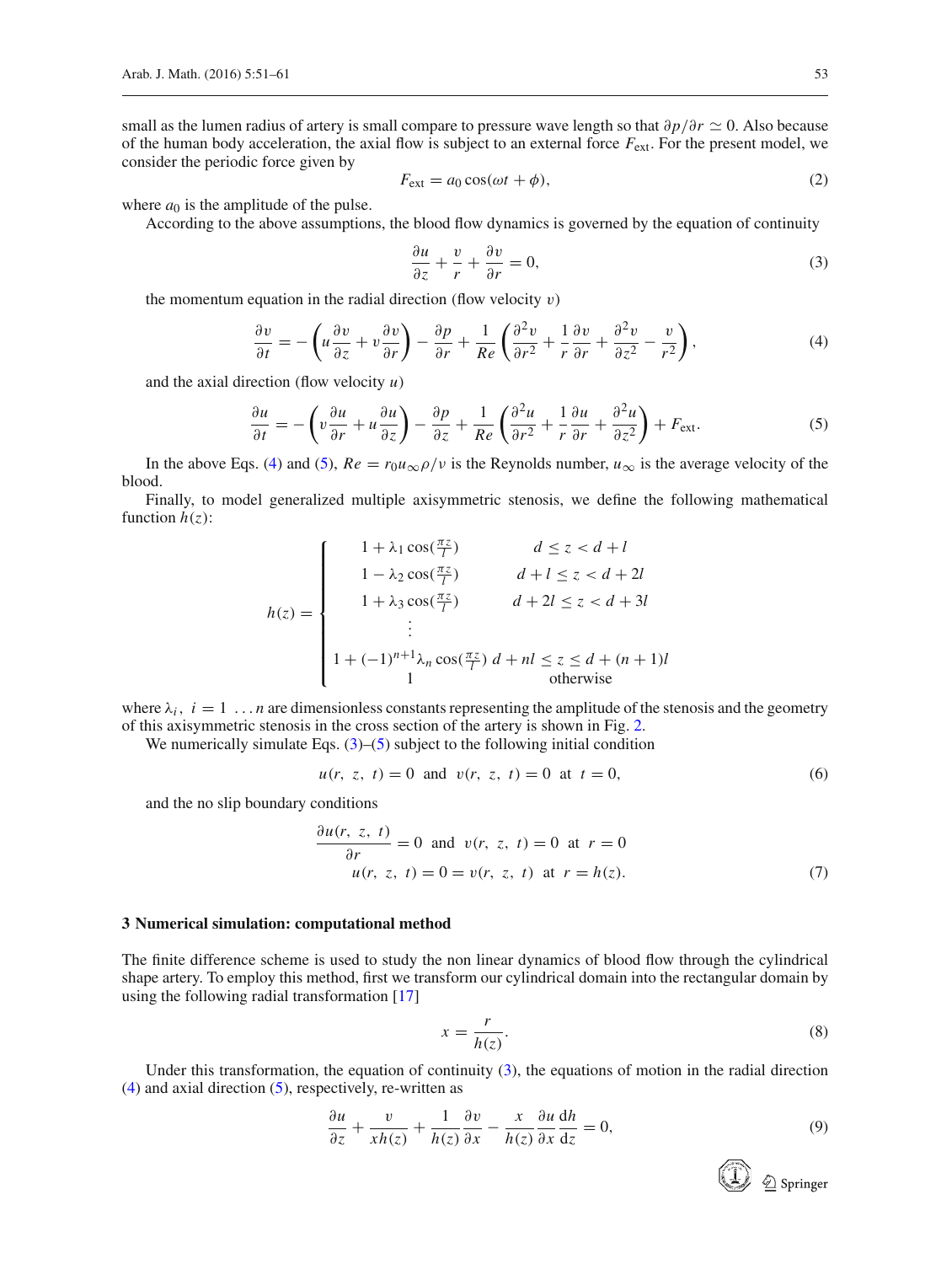small as the lumen radius of artery is small compare to pressure wave length so that $\partial p/\partial r \simeq 0$. Also because of the human body acceleration, the axial flow is subject to an external force $F_{\text{ext}}$. For the present model, we consider the periodic force given by

$$F_{\text{ext}} = a_0 \cos(\omega t + \phi), \tag{2}$$

where $a_0$ is the amplitude of the pulse.

According to the above assumptions, the blood flow dynamics is governed by the equation of continuity

$$\frac{\partial u}{\partial z} + \frac{v}{r} + \frac{\partial v}{\partial r} = 0, \tag{3}$$

the momentum equation in the radial direction (flow velocity $v$)

$$\frac{\partial v}{\partial t} = -\left(u\frac{\partial v}{\partial z} + v\frac{\partial v}{\partial r}\right) - \frac{\partial p}{\partial r} + \frac{1}{Re}\left(\frac{\partial^2 v}{\partial r^2} + \frac{1}{r}\frac{\partial v}{\partial r} + \frac{\partial^2 v}{\partial z^2} - \frac{v}{r^2}\right), \tag{4}$$

and the axial direction (flow velocity $u$)

$$\frac{\partial u}{\partial t} = -\left(v\frac{\partial u}{\partial r} + u\frac{\partial u}{\partial z}\right) - \frac{\partial p}{\partial z} + \frac{1}{Re}\left(\frac{\partial^2 u}{\partial r^2} + \frac{1}{r}\frac{\partial u}{\partial r} + \frac{\partial^2 u}{\partial z^2}\right) + F_{\text{ext}}. \tag{5}$$

In the above Eqs. (4) and (5), $Re = r_0 u_\infty \rho/\nu$ is the Reynolds number, $u_\infty$ is the average velocity of the blood.

Finally, to model generalized multiple axisymmetric stenosis, we define the following mathematical function $h(z)$:

$$h(z) = \begin{cases} 1 + \lambda_1 \cos(\frac{\pi z}{l}) & d \le z < d + l \\ 1 - \lambda_2 \cos(\frac{\pi z}{l}) & d + l \le z < d + 2l \\ 1 + \lambda_3 \cos(\frac{\pi z}{l}) & d + 2l \le z < d + 3l \\ \vdots & \\ 1 + (-1)^{n+1}\lambda_n \cos(\frac{\pi z}{l}) & d + nl \le z \le d + (n+1)l \\ 1 & \text{otherwise} \end{cases}$$

where $\lambda_i,\ i = 1 \ldots n$ are dimensionless constants representing the amplitude of the stenosis and the geometry of this axisymmetric stenosis in the cross section of the artery is shown in Fig. 2.

We numerically simulate Eqs. (3)–(5) subject to the following initial condition

$$u(r,\ z,\ t) = 0 \ \text{ and } \ v(r,\ z,\ t) = 0 \ \text{ at } \ t = 0, \tag{6}$$

and the no slip boundary conditions

$$\begin{aligned} \frac{\partial u(r,\ z,\ t)}{\partial r} = 0 \ \text{ and } \ v(r,\ z,\ t) = 0 \ \text{ at } \ r = 0 \\ u(r,\ z,\ t) = 0 = v(r,\ z,\ t) \ \text{ at } \ r = h(z). \end{aligned} \tag{7}$$

## 3 Numerical simulation: computational method

The finite difference scheme is used to study the non linear dynamics of blood flow through the cylindrical shape artery. To employ this method, first we transform our cylindrical domain into the rectangular domain by using the following radial transformation [17]

$$x = \frac{r}{h(z)}. \tag{8}$$

Under this transformation, the equation of continuity (3), the equations of motion in the radial direction (4) and axial direction (5), respectively, re-written as

$$\frac{\partial u}{\partial z} + \frac{v}{x h(z)} + \frac{1}{h(z)}\frac{\partial v}{\partial x} - \frac{x}{h(z)}\frac{\partial u}{\partial x}\frac{\mathrm{d}h}{\mathrm{d}z} = 0, \tag{9}$$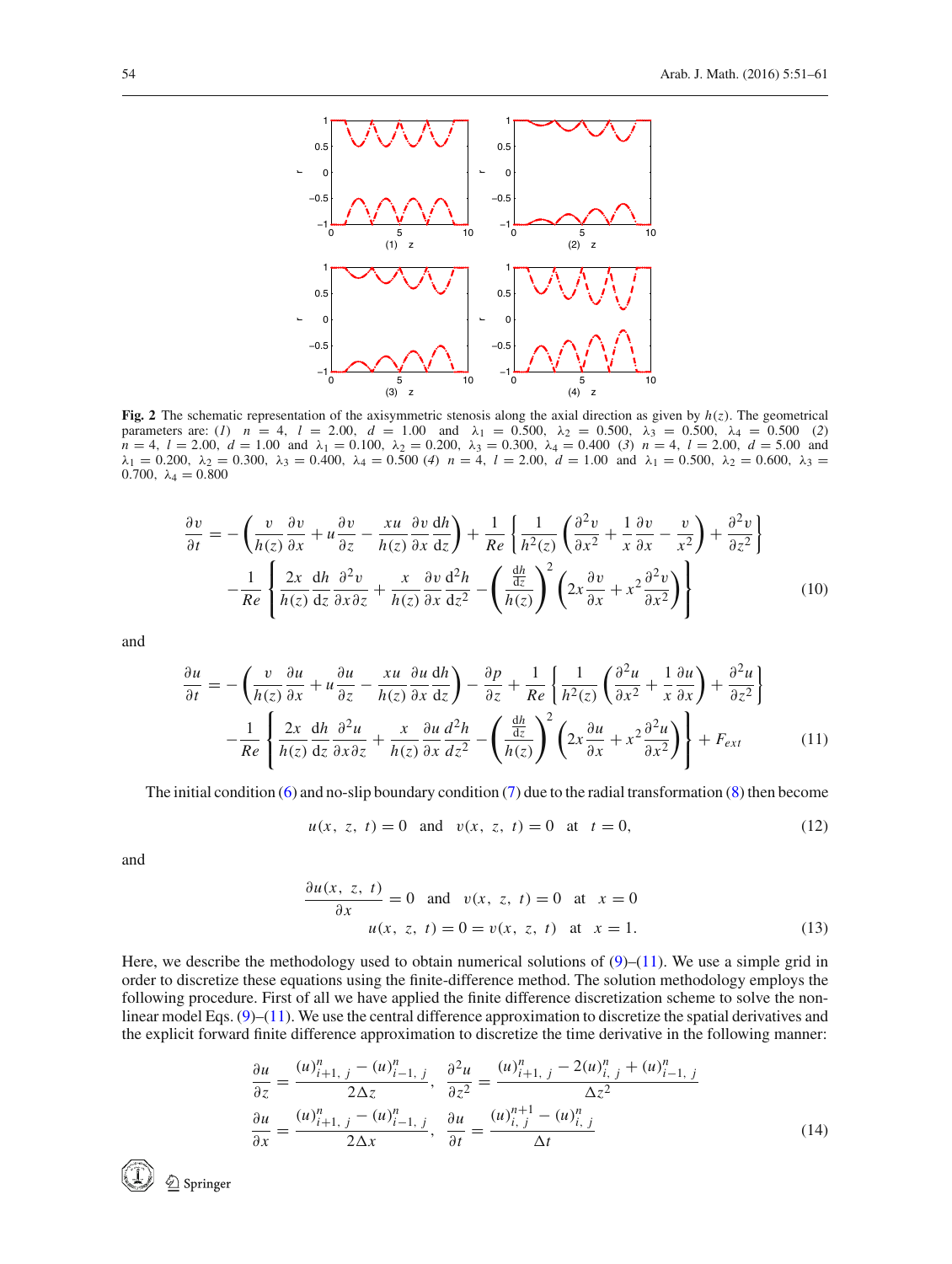**Fig. 2** The schematic representation of the axisymmetric stenosis along the axial direction as given by $h(z)$. The geometrical parameters are: (*1*) $n = 4$, $l = 2.00$, $d = 1.00$ and $\lambda_1 = 0.500$, $\lambda_2 = 0.500$, $\lambda_3 = 0.500$, $\lambda_4 = 0.500$ (*2*) $n = 4$, $l = 2.00$, $d = 1.00$ and $\lambda_1 = 0.100$, $\lambda_2 = 0.200$, $\lambda_3 = 0.300$, $\lambda_4 = 0.400$ (*3*) $n = 4$, $l = 2.00$, $d = 5.00$ and $\lambda_1 = 0.200$, $\lambda_2 = 0.300$, $\lambda_3 = 0.400$, $\lambda_4 = 0.500$ (*4*) $n = 4$, $l = 2.00$, $d = 1.00$ and $\lambda_1 = 0.500$, $\lambda_2 = 0.600$, $\lambda_3 = 0.700$, $\lambda_4 = 0.800$

$$
\begin{aligned}
\frac{\partial v}{\partial t} = &-\left(\frac{v}{h(z)}\frac{\partial v}{\partial x} + u\frac{\partial v}{\partial z} - \frac{xu}{h(z)}\frac{\partial v}{\partial x}\frac{\mathrm{d}h}{\mathrm{d}z}\right) + \frac{1}{Re}\left\{\frac{1}{h^2(z)}\left(\frac{\partial^2 v}{\partial x^2} + \frac{1}{x}\frac{\partial v}{\partial x} - \frac{v}{x^2}\right) + \frac{\partial^2 v}{\partial z^2}\right\} \\
&-\frac{1}{Re}\left\{\frac{2x}{h(z)}\frac{\mathrm{d}h}{\mathrm{d}z}\frac{\partial^2 v}{\partial x \partial z} + \frac{x}{h(z)}\frac{\partial v}{\partial x}\frac{\mathrm{d}^2 h}{\mathrm{d}z^2} - \left(\frac{\frac{\mathrm{d}h}{\mathrm{d}z}}{h(z)}\right)^2\left(2x\frac{\partial v}{\partial x} + x^2\frac{\partial^2 v}{\partial x^2}\right)\right\}
\end{aligned} \tag{10}
$$

and

$$
\begin{aligned}
\frac{\partial u}{\partial t} = &-\left(\frac{v}{h(z)}\frac{\partial u}{\partial x} + u\frac{\partial u}{\partial z} - \frac{xu}{h(z)}\frac{\partial u}{\partial x}\frac{\mathrm{d}h}{\mathrm{d}z}\right) - \frac{\partial p}{\partial z} + \frac{1}{Re}\left\{\frac{1}{h^2(z)}\left(\frac{\partial^2 u}{\partial x^2} + \frac{1}{x}\frac{\partial u}{\partial x}\right) + \frac{\partial^2 u}{\partial z^2}\right\} \\
&-\frac{1}{Re}\left\{\frac{2x}{h(z)}\frac{\mathrm{d}h}{\mathrm{d}z}\frac{\partial^2 u}{\partial x \partial z} + \frac{x}{h(z)}\frac{\partial u}{\partial x}\frac{d^2 h}{dz^2} - \left(\frac{\frac{\mathrm{d}h}{\mathrm{d}z}}{h(z)}\right)^2\left(2x\frac{\partial u}{\partial x} + x^2\frac{\partial^2 u}{\partial x^2}\right)\right\} + F_{ext}
\end{aligned} \tag{11}
$$

The initial condition (6) and no-slip boundary condition (7) due to the radial transformation (8) then become

$$
u(x,\ z,\ t) = 0 \quad \text{and} \quad v(x,\ z,\ t) = 0 \quad \text{at} \quad t = 0, \tag{12}
$$

and

$$
\begin{aligned}
\frac{\partial u(x,\ z,\ t)}{\partial x} = 0 \quad &\text{and} \quad v(x,\ z,\ t) = 0 \quad \text{at} \quad x = 0 \\
u(x,\ z,\ t) = 0 &= v(x,\ z,\ t) \quad \text{at} \quad x = 1.
\end{aligned} \tag{13}
$$

Here, we describe the methodology used to obtain numerical solutions of (9)–(11). We use a simple grid in order to discretize these equations using the finite-difference method. The solution methodology employs the following procedure. First of all we have applied the finite difference discretization scheme to solve the non-linear model Eqs. (9)–(11). We use the central difference approximation to discretize the spatial derivatives and the explicit forward finite difference approximation to discretize the time derivative in the following manner:

$$
\begin{aligned}
\frac{\partial u}{\partial z} &= \frac{(u)^n_{i+1,\ j} - (u)^n_{i-1,\ j}}{2\Delta z}, \quad \frac{\partial^2 u}{\partial z^2} = \frac{(u)^n_{i+1,\ j} - 2(u)^n_{i,\ j} + (u)^n_{i-1,\ j}}{\Delta z^2} \\
\frac{\partial u}{\partial x} &= \frac{(u)^n_{i+1,\ j} - (u)^n_{i-1,\ j}}{2\Delta x}, \quad \frac{\partial u}{\partial t} = \frac{(u)^{n+1}_{i,\ j} - (u)^n_{i,\ j}}{\Delta t}
\end{aligned} \tag{14}
$$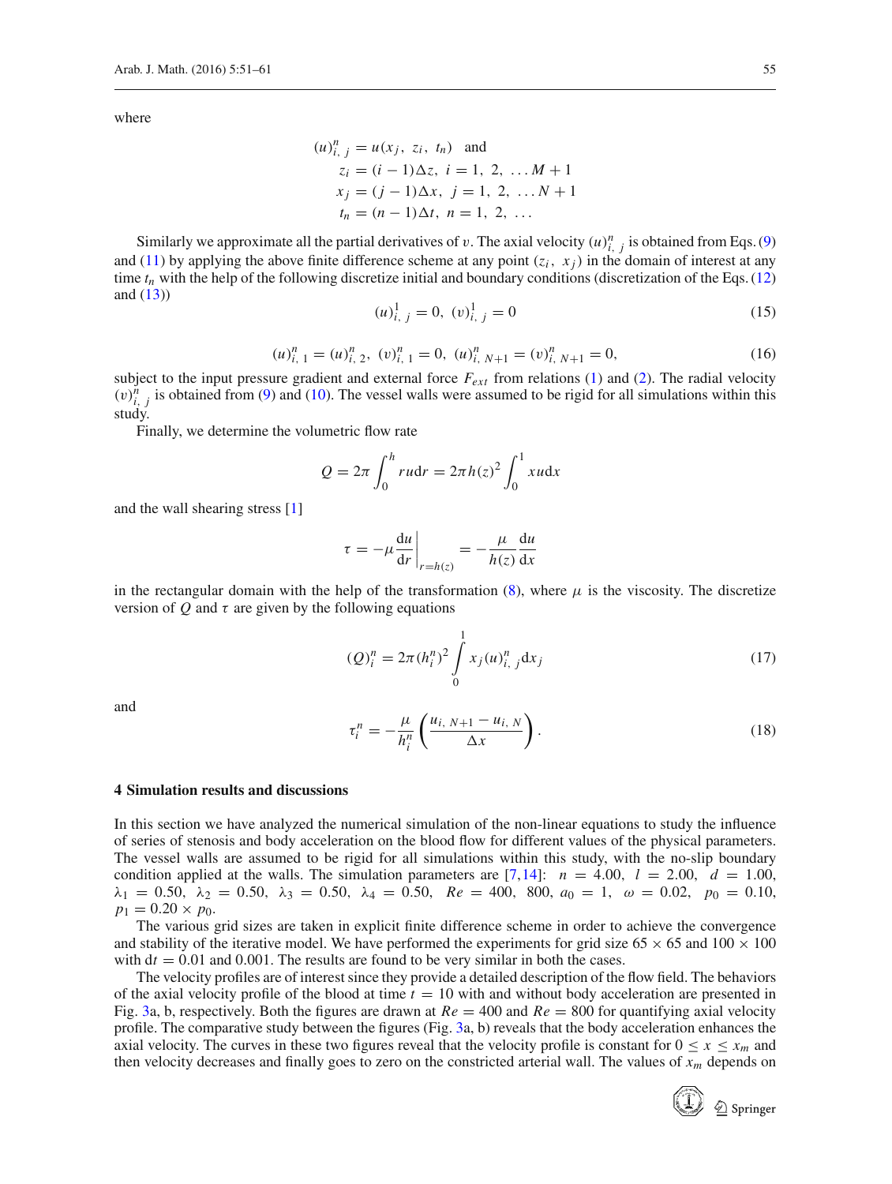where

$$
\begin{aligned}
(u)_{i,\, j}^{n} &= u(x_j,\ z_i,\ t_n) \quad \text{and} \\
z_i &= (i-1)\Delta z,\ i = 1,\ 2,\ \ldots M+1 \\
x_j &= (j-1)\Delta x,\ j = 1,\ 2,\ \ldots N+1 \\
t_n &= (n-1)\Delta t,\ n = 1,\ 2,\ \ldots
\end{aligned}
$$

Similarly we approximate all the partial derivatives of $v$. The axial velocity $(u)_{i,\, j}^{n}$ is obtained from Eqs. (9) and (11) by applying the above finite difference scheme at any point $(z_i,\ x_j)$ in the domain of interest at any time $t_n$ with the help of the following discretize initial and boundary conditions (discretization of the Eqs. (12) and (13))

$$
(u)_{i,\, j}^{1} = 0,\ (v)_{i,\, j}^{1} = 0 \tag{15}
$$

$$
(u)_{i,\, 1}^{n} = (u)_{i,\, 2}^{n},\ (v)_{i,\, 1}^{n} = 0,\ (u)_{i,\, N+1}^{n} = (v)_{i,\, N+1}^{n} = 0, \tag{16}
$$

subject to the input pressure gradient and external force $F_{ext}$ from relations (1) and (2). The radial velocity $(v)_{i,\, j}^{n}$ is obtained from (9) and (10). The vessel walls were assumed to be rigid for all simulations within this study.

Finally, we determine the volumetric flow rate

$$
Q = 2\pi \int_0^h r u \mathrm{d}r = 2\pi h(z)^2 \int_0^1 x u \mathrm{d}x
$$

and the wall shearing stress [1]

$$
\tau = -\mu \frac{\mathrm{d}u}{\mathrm{d}r}\bigg|_{r=h(z)} = -\frac{\mu}{h(z)} \frac{\mathrm{d}u}{\mathrm{d}x}
$$

in the rectangular domain with the help of the transformation (8), where $\mu$ is the viscosity. The discretize version of $Q$ and $\tau$ are given by the following equations

$$
(Q)_i^n = 2\pi (h_i^n)^2 \int_0^1 x_j (u)_{i,\, j}^{n} \mathrm{d}x_j \tag{17}
$$

and

$$
\tau_i^n = -\frac{\mu}{h_i^n} \left( \frac{u_{i,\, N+1} - u_{i,\, N}}{\Delta x} \right). \tag{18}
$$

## 4 Simulation results and discussions

In this section we have analyzed the numerical simulation of the non-linear equations to study the influence of series of stenosis and body acceleration on the blood flow for different values of the physical parameters. The vessel walls are assumed to be rigid for all simulations within this study, with the no-slip boundary condition applied at the walls. The simulation parameters are [7,14]: $n = 4.00,\ \ l = 2.00,\ \ d = 1.00,\ \ \lambda_1 = 0.50,\ \ \lambda_2 = 0.50,\ \ \lambda_3 = 0.50,\ \ \lambda_4 = 0.50,\ \ Re = 400,\ 800,\ a_0 = 1,\ \ \omega = 0.02,\ \ p_0 = 0.10,\ \ p_1 = 0.20 \times p_0$.

The various grid sizes are taken in explicit finite difference scheme in order to achieve the convergence and stability of the iterative model. We have performed the experiments for grid size $65 \times 65$ and $100 \times 100$ with $\mathrm{d}t = 0.01$ and $0.001$. The results are found to be very similar in both the cases.

The velocity profiles are of interest since they provide a detailed description of the flow field. The behaviors of the axial velocity profile of the blood at time $t = 10$ with and without body acceleration are presented in Fig. 3a, b, respectively. Both the figures are drawn at $Re = 400$ and $Re = 800$ for quantifying axial velocity profile. The comparative study between the figures (Fig. 3a, b) reveals that the body acceleration enhances the axial velocity. The curves in these two figures reveal that the velocity profile is constant for $0 \le x \le x_m$ and then velocity decreases and finally goes to zero on the constricted arterial wall. The values of $x_m$ depends on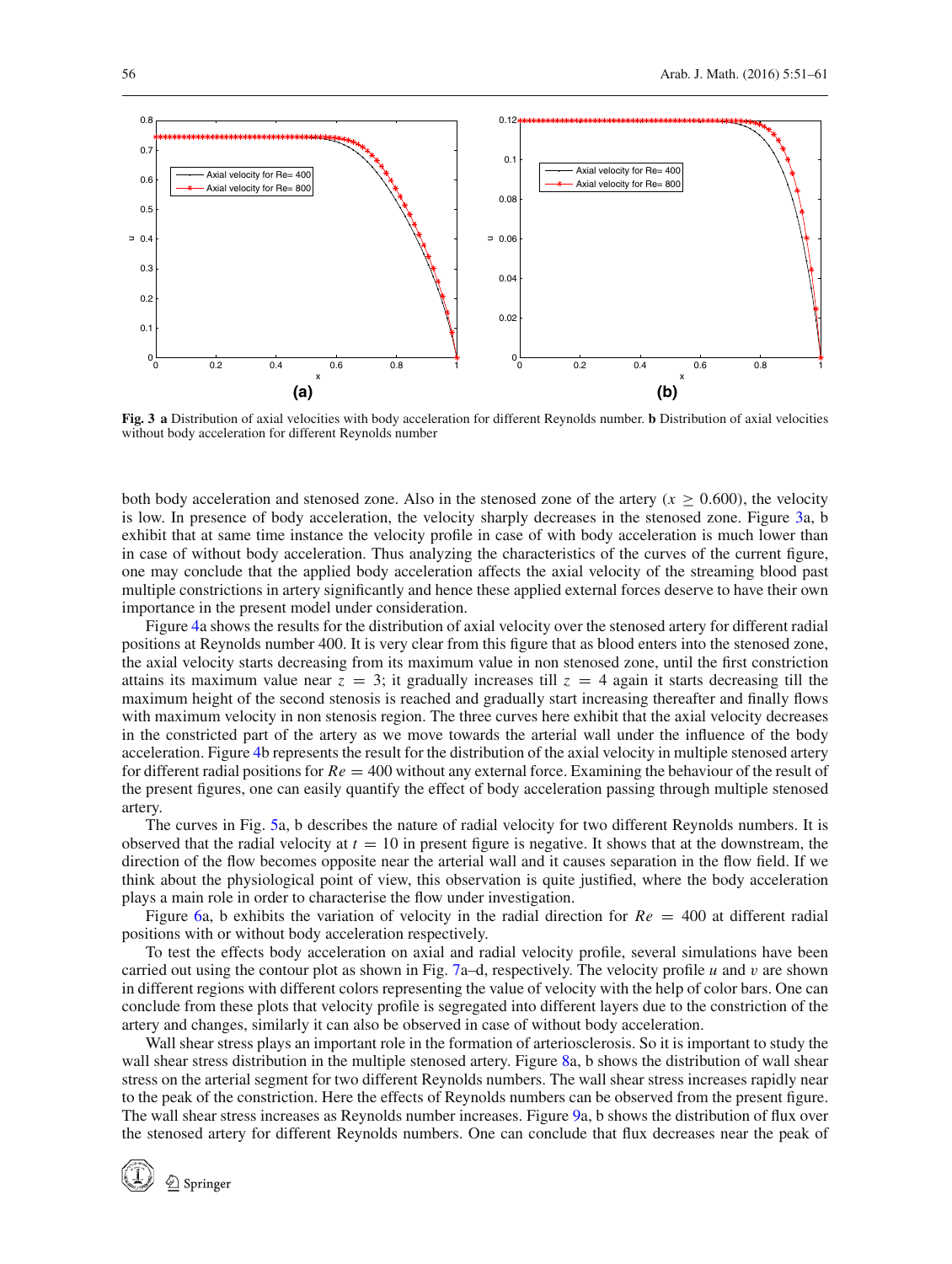Fig. 3 **a** Distribution of axial velocities with body acceleration for different Reynolds number. **b** Distribution of axial velocities without body acceleration for different Reynolds number

both body acceleration and stenosed zone. Also in the stenosed zone of the artery ($x \geq 0.600$), the velocity is low. In presence of body acceleration, the velocity sharply decreases in the stenosed zone. Figure 3a, b exhibit that at same time instance the velocity profile in case of with body acceleration is much lower than in case of without body acceleration. Thus analyzing the characteristics of the curves of the current figure, one may conclude that the applied body acceleration affects the axial velocity of the streaming blood past multiple constrictions in artery significantly and hence these applied external forces deserve to have their own importance in the present model under consideration.

Figure 4a shows the results for the distribution of axial velocity over the stenosed artery for different radial positions at Reynolds number 400. It is very clear from this figure that as blood enters into the stenosed zone, the axial velocity starts decreasing from its maximum value in non stenosed zone, until the first constriction attains its maximum value near $z = 3$; it gradually increases till $z = 4$ again it starts decreasing till the maximum height of the second stenosis is reached and gradually start increasing thereafter and finally flows with maximum velocity in non stenosis region. The three curves here exhibit that the axial velocity decreases in the constricted part of the artery as we move towards the arterial wall under the influence of the body acceleration. Figure 4b represents the result for the distribution of the axial velocity in multiple stenosed artery for different radial positions for $Re = 400$ without any external force. Examining the behaviour of the result of the present figures, one can easily quantify the effect of body acceleration passing through multiple stenosed artery.

The curves in Fig. 5a, b describes the nature of radial velocity for two different Reynolds numbers. It is observed that the radial velocity at $t = 10$ in present figure is negative. It shows that at the downstream, the direction of the flow becomes opposite near the arterial wall and it causes separation in the flow field. If we think about the physiological point of view, this observation is quite justified, where the body acceleration plays a main role in order to characterise the flow under investigation.

Figure 6a, b exhibits the variation of velocity in the radial direction for $Re = 400$ at different radial positions with or without body acceleration respectively.

To test the effects body acceleration on axial and radial velocity profile, several simulations have been carried out using the contour plot as shown in Fig. 7a–d, respectively. The velocity profile $u$ and $v$ are shown in different regions with different colors representing the value of velocity with the help of color bars. One can conclude from these plots that velocity profile is segregated into different layers due to the constriction of the artery and changes, similarly it can also be observed in case of without body acceleration.

Wall shear stress plays an important role in the formation of arteriosclerosis. So it is important to study the wall shear stress distribution in the multiple stenosed artery. Figure 8a, b shows the distribution of wall shear stress on the arterial segment for two different Reynolds numbers. The wall shear stress increases rapidly near to the peak of the constriction. Here the effects of Reynolds numbers can be observed from the present figure. The wall shear stress increases as Reynolds number increases. Figure 9a, b shows the distribution of flux over the stenosed artery for different Reynolds numbers. One can conclude that flux decreases near the peak of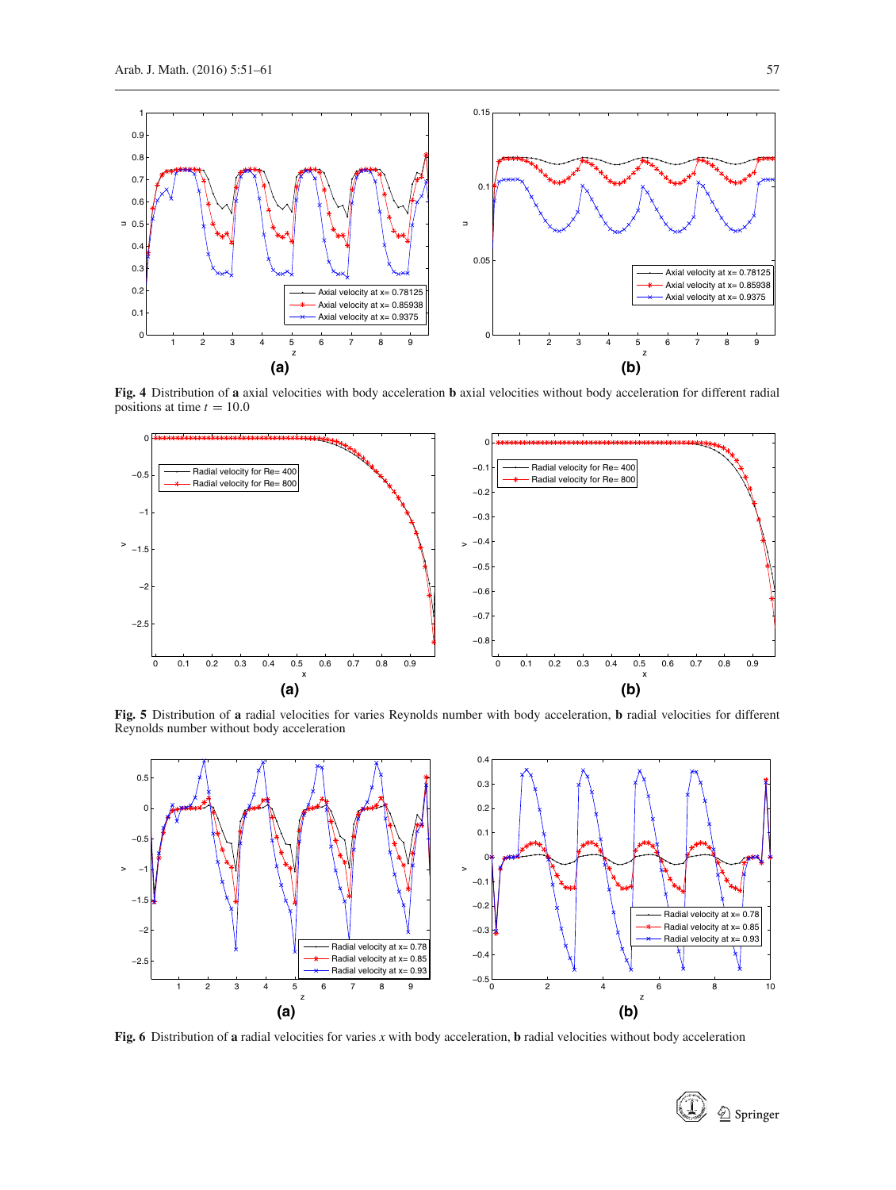**Fig. 4** Distribution of **a** axial velocities with body acceleration **b** axial velocities without body acceleration for different radial positions at time $t = 10.0$

**Fig. 5** Distribution of **a** radial velocities for varies Reynolds number with body acceleration, **b** radial velocities for different Reynolds number without body acceleration

**Fig. 6** Distribution of **a** radial velocities for varies $x$ with body acceleration, **b** radial velocities without body acceleration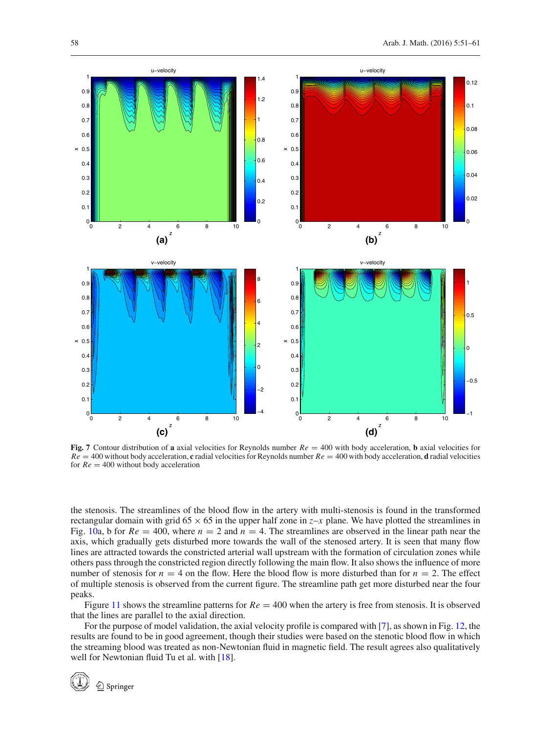**Fig. 7** Contour distribution of **a** axial velocities for Reynolds number $Re = 400$ with body acceleration, **b** axial velocities for $Re = 400$ without body acceleration, **c** radial velocities for Reynolds number $Re = 400$ with body acceleration, **d** radial velocities for $Re = 400$ without body acceleration

the stenosis. The streamlines of the blood flow in the artery with multi-stenosis is found in the transformed rectangular domain with grid $65 \times 65$ in the upper half zone in $z$–$x$ plane. We have plotted the streamlines in Fig. 10a, b for $Re = 400$, where $n = 2$ and $n = 4$. The streamlines are observed in the linear path near the axis, which gradually gets disturbed more towards the wall of the stenosed artery. It is seen that many flow lines are attracted towards the constricted arterial wall upstream with the formation of circulation zones while others pass through the constricted region directly following the main flow. It also shows the influence of more number of stenosis for $n = 4$ on the flow. Here the blood flow is more disturbed than for $n = 2$. The effect of multiple stenosis is observed from the current figure. The streamline path get more disturbed near the four peaks.

Figure 11 shows the streamline patterns for $Re = 400$ when the artery is free from stenosis. It is observed that the lines are parallel to the axial direction.

For the purpose of model validation, the axial velocity profile is compared with [7], as shown in Fig. 12, the results are found to be in good agreement, though their studies were based on the stenotic blood flow in which the streaming blood was treated as non-Newtonian fluid in magnetic field. The result agrees also qualitatively well for Newtonian fluid Tu et al. with [18].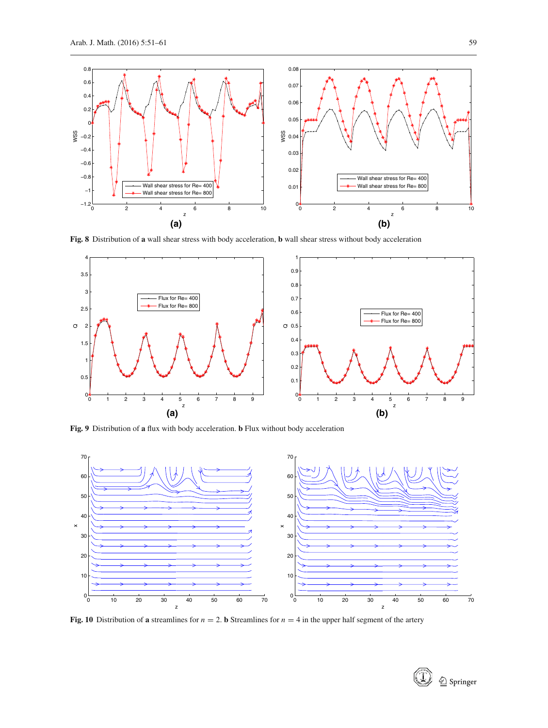**Fig. 8** Distribution of **a** wall shear stress with body acceleration, **b** wall shear stress without body acceleration

**Fig. 9** Distribution of **a** flux with body acceleration. **b** Flux without body acceleration

**Fig. 10** Distribution of **a** streamlines for $n = 2$. **b** Streamlines for $n = 4$ in the upper half segment of the artery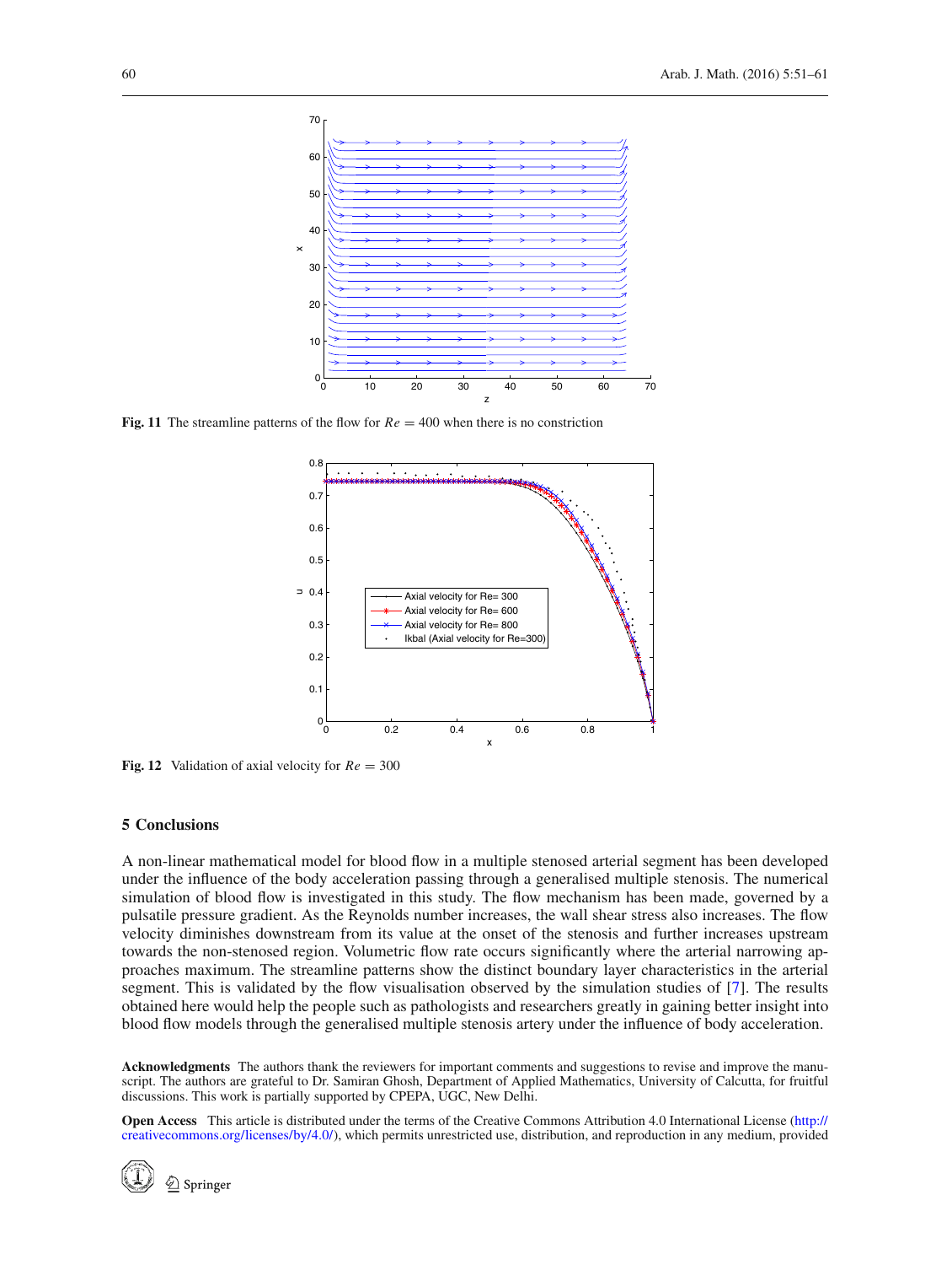Fig. 11 The streamline patterns of the flow for $Re = 400$ when there is no constriction

Fig. 12 Validation of axial velocity for $Re = 300$

## 5 Conclusions

A non-linear mathematical model for blood flow in a multiple stenosed arterial segment has been developed under the influence of the body acceleration passing through a generalised multiple stenosis. The numerical simulation of blood flow is investigated in this study. The flow mechanism has been made, governed by a pulsatile pressure gradient. As the Reynolds number increases, the wall shear stress also increases. The flow velocity diminishes downstream from its value at the onset of the stenosis and further increases upstream towards the non-stenosed region. Volumetric flow rate occurs significantly where the arterial narrowing approaches maximum. The streamline patterns show the distinct boundary layer characteristics in the arterial segment. This is validated by the flow visualisation observed by the simulation studies of [7]. The results obtained here would help the people such as pathologists and researchers greatly in gaining better insight into blood flow models through the generalised multiple stenosis artery under the influence of body acceleration.

**Acknowledgments** The authors thank the reviewers for important comments and suggestions to revise and improve the manuscript. The authors are grateful to Dr. Samiran Ghosh, Department of Applied Mathematics, University of Calcutta, for fruitful discussions. This work is partially supported by CPEPA, UGC, New Delhi.

**Open Access** This article is distributed under the terms of the Creative Commons Attribution 4.0 International License (http://creativecommons.org/licenses/by/4.0/), which permits unrestricted use, distribution, and reproduction in any medium, provided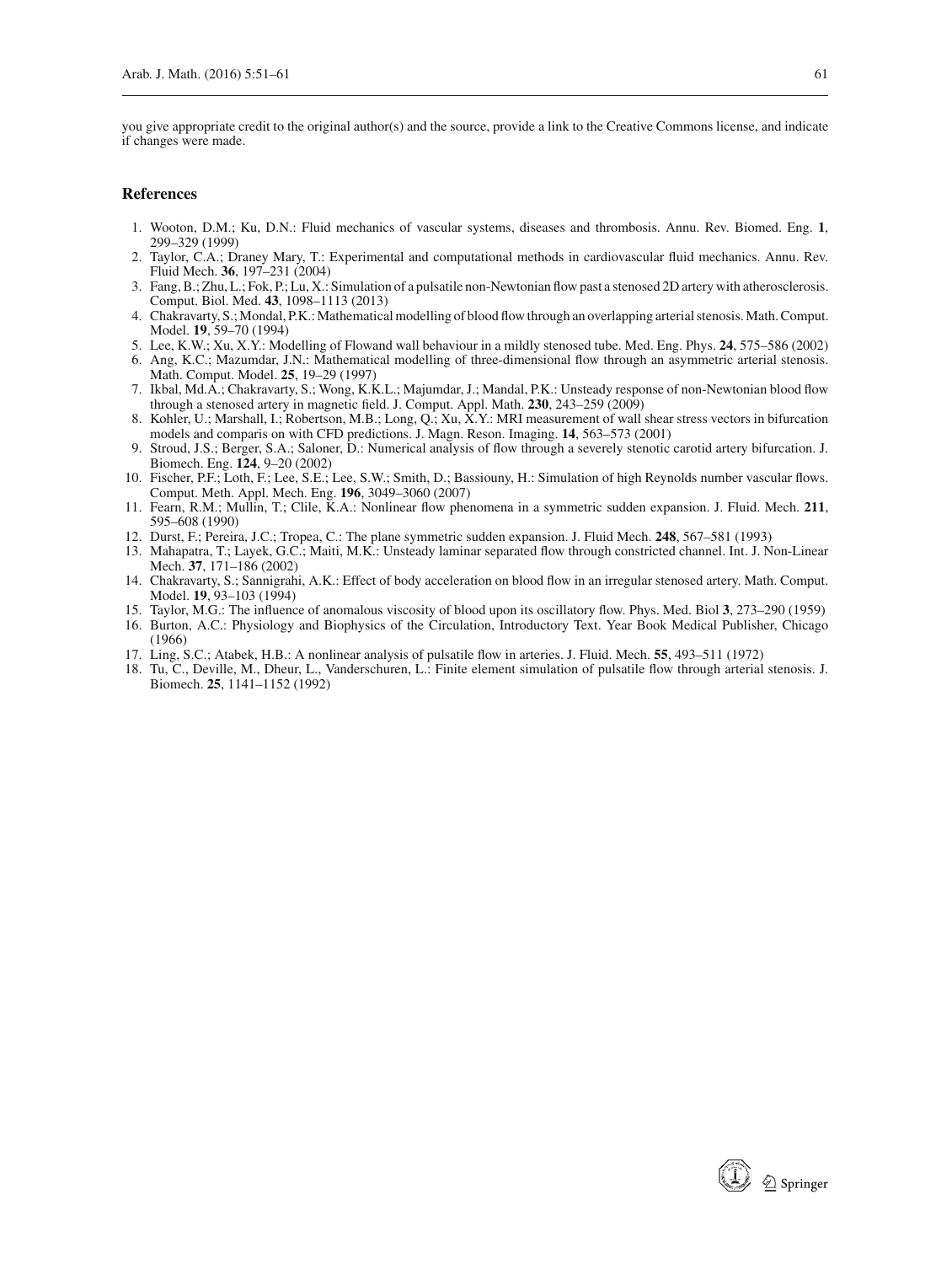you give appropriate credit to the original author(s) and the source, provide a link to the Creative Commons license, and indicate if changes were made.

## References

1. Wooton, D.M.; Ku, D.N.: Fluid mechanics of vascular systems, diseases and thrombosis. Annu. Rev. Biomed. Eng. **1**, 299–329 (1999)
2. Taylor, C.A.; Draney Mary, T.: Experimental and computational methods in cardiovascular fluid mechanics. Annu. Rev. Fluid Mech. **36**, 197–231 (2004)
3. Fang, B.; Zhu, L.; Fok, P.; Lu, X.: Simulation of a pulsatile non-Newtonian flow past a stenosed 2D artery with atherosclerosis. Comput. Biol. Med. **43**, 1098–1113 (2013)
4. Chakravarty, S.; Mondal, P.K.: Mathematical modelling of blood flow through an overlapping arterial stenosis. Math. Comput. Model. **19**, 59–70 (1994)
5. Lee, K.W.; Xu, X.Y.: Modelling of Flowand wall behaviour in a mildly stenosed tube. Med. Eng. Phys. **24**, 575–586 (2002)
6. Ang, K.C.; Mazumdar, J.N.: Mathematical modelling of three-dimensional flow through an asymmetric arterial stenosis. Math. Comput. Model. **25**, 19–29 (1997)
7. Ikbal, Md.A.; Chakravarty, S.; Wong, K.K.L.; Majumdar, J.; Mandal, P.K.: Unsteady response of non-Newtonian blood flow through a stenosed artery in magnetic field. J. Comput. Appl. Math. **230**, 243–259 (2009)
8. Kohler, U.; Marshall, I.; Robertson, M.B.; Long, Q.; Xu, X.Y.: MRI measurement of wall shear stress vectors in bifurcation models and comparis on with CFD predictions. J. Magn. Reson. Imaging. **14**, 563–573 (2001)
9. Stroud, J.S.; Berger, S.A.; Saloner, D.: Numerical analysis of flow through a severely stenotic carotid artery bifurcation. J. Biomech. Eng. **124**, 9–20 (2002)
10. Fischer, P.F.; Loth, F.; Lee, S.E.; Lee, S.W.; Smith, D.; Bassiouny, H.: Simulation of high Reynolds number vascular flows. Comput. Meth. Appl. Mech. Eng. **196**, 3049–3060 (2007)
11. Fearn, R.M.; Mullin, T.; Clile, K.A.: Nonlinear flow phenomena in a symmetric sudden expansion. J. Fluid. Mech. **211**, 595–608 (1990)
12. Durst, F.; Pereira, J.C.; Tropea, C.: The plane symmetric sudden expansion. J. Fluid Mech. **248**, 567–581 (1993)
13. Mahapatra, T.; Layek, G.C.; Maiti, M.K.: Unsteady laminar separated flow through constricted channel. Int. J. Non-Linear Mech. **37**, 171–186 (2002)
14. Chakravarty, S.; Sannigrahi, A.K.: Effect of body acceleration on blood flow in an irregular stenosed artery. Math. Comput. Model. **19**, 93–103 (1994)
15. Taylor, M.G.: The influence of anomalous viscosity of blood upon its oscillatory flow. Phys. Med. Biol **3**, 273–290 (1959)
16. Burton, A.C.: Physiology and Biophysics of the Circulation, Introductory Text. Year Book Medical Publisher, Chicago (1966)
17. Ling, S.C.; Atabek, H.B.: A nonlinear analysis of pulsatile flow in arteries. J. Fluid. Mech. **55**, 493–511 (1972)
18. Tu, C., Deville, M., Dheur, L., Vanderschuren, L.: Finite element simulation of pulsatile flow through arterial stenosis. J. Biomech. **25**, 1141–1152 (1992)